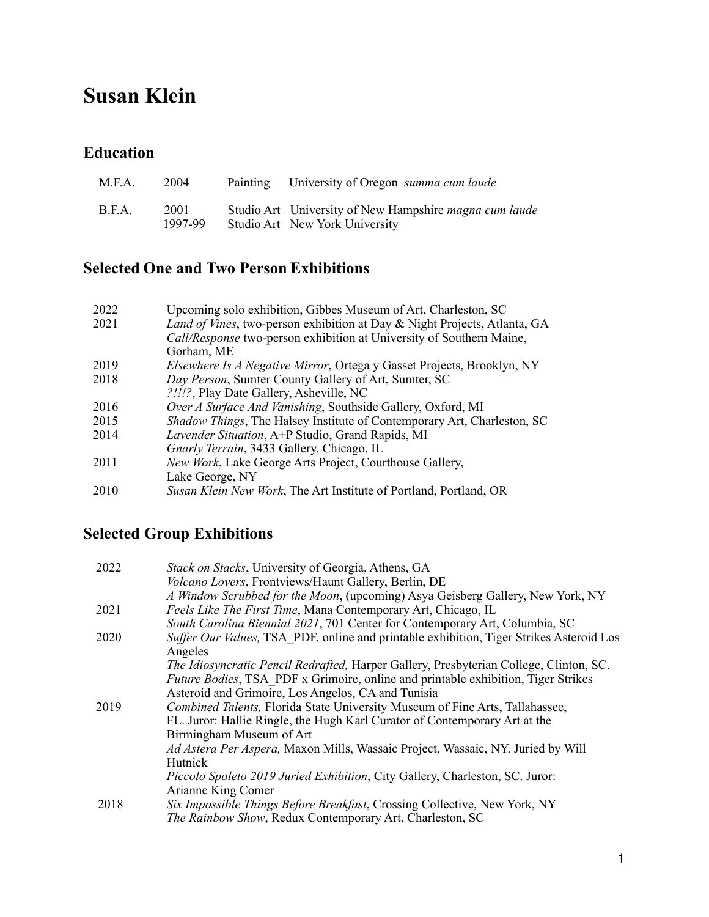# Susan Klein

## Education

| | | | |
|---|---|---|---|
| M.F.A. | 2004 | Painting | University of Oregon *summa cum laude* |
| B.F.A. | 2001 | Studio Art | University of New Hampshire *magna cum laude* |
| | 1997-99 | Studio Art | New York University |

## Selected One and Two Person Exhibitions

| | |
|---|---|
| 2022 | Upcoming solo exhibition, Gibbes Museum of Art, Charleston, SC |
| 2021 | *Land of Vines*, two-person exhibition at Day & Night Projects, Atlanta, GA |
| | *Call/Response* two-person exhibition at University of Southern Maine, Gorham, ME |
| 2019 | *Elsewhere Is A Negative Mirror*, Ortega y Gasset Projects, Brooklyn, NY |
| 2018 | *Day Person*, Sumter County Gallery of Art, Sumter, SC |
| | *?!!!?*, Play Date Gallery, Asheville, NC |
| 2016 | *Over A Surface And Vanishing*, Southside Gallery, Oxford, MI |
| 2015 | *Shadow Things*, The Halsey Institute of Contemporary Art, Charleston, SC |
| 2014 | *Lavender Situation*, A+P Studio, Grand Rapids, MI |
| | *Gnarly Terrain*, 3433 Gallery, Chicago, IL |
| 2011 | *New Work*, Lake George Arts Project, Courthouse Gallery, Lake George, NY |
| 2010 | *Susan Klein New Work*, The Art Institute of Portland, Portland, OR |

## Selected Group Exhibitions

| | |
|---|---|
| 2022 | *Stack on Stacks*, University of Georgia, Athens, GA |
| | *Volcano Lovers*, Frontviews/Haunt Gallery, Berlin, DE |
| | *A Window Scrubbed for the Moon*, (upcoming) Asya Geisberg Gallery, New York, NY |
| 2021 | *Feels Like The First Time*, Mana Contemporary Art, Chicago, IL |
| | *South Carolina Biennial 2021*, 701 Center for Contemporary Art, Columbia, SC |
| 2020 | *Suffer Our Values,* TSA_PDF, online and printable exhibition, Tiger Strikes Asteroid Los Angeles |
| | *The Idiosyncratic Pencil Redrafted,* Harper Gallery, Presbyterian College, Clinton, SC. |
| | *Future Bodies*, TSA_PDF x Grimoire, online and printable exhibition, Tiger Strikes Asteroid and Grimoire, Los Angelos, CA and Tunisia |
| 2019 | *Combined Talents,* Florida State University Museum of Fine Arts, Tallahassee, FL. Juror: Hallie Ringle, the Hugh Karl Curator of Contemporary Art at the Birmingham Museum of Art |
| | *Ad Astera Per Aspera,* Maxon Mills, Wassaic Project, Wassaic, NY. Juried by Will Hutnick |
| | *Piccolo Spoleto 2019 Juried Exhibition*, City Gallery, Charleston, SC. Juror: Arianne King Comer |
| 2018 | *Six Impossible Things Before Breakfast*, Crossing Collective, New York, NY |
| | *The Rainbow Show*, Redux Contemporary Art, Charleston, SC |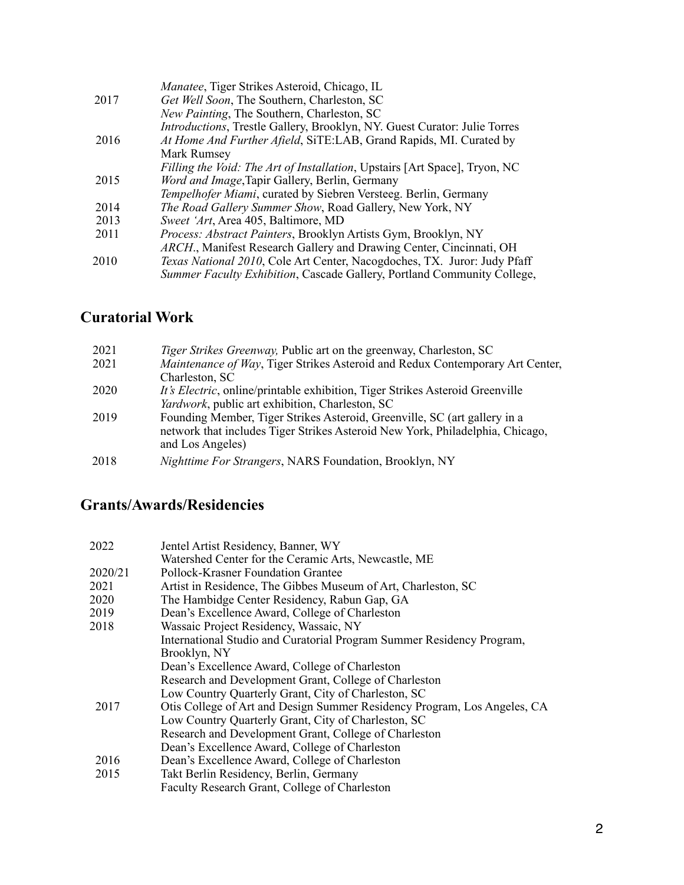| | |
|---|---|
| | *Manatee*, Tiger Strikes Asteroid, Chicago, IL |
| 2017 | *Get Well Soon*, The Southern, Charleston, SC |
| | *New Painting*, The Southern, Charleston, SC |
| | *Introductions*, Trestle Gallery, Brooklyn, NY. Guest Curator: Julie Torres |
| 2016 | *At Home And Further Afield*, SiTE:LAB, Grand Rapids, MI. Curated by Mark Rumsey |
| | *Filling the Void: The Art of Installation*, Upstairs [Art Space], Tryon, NC |
| 2015 | *Word and Image*,Tapir Gallery, Berlin, Germany |
| | *Tempelhofer Miami*, curated by Siebren Versteeg. Berlin, Germany |
| 2014 | *The Road Gallery Summer Show*, Road Gallery, New York, NY |
| 2013 | *Sweet 'Art*, Area 405, Baltimore, MD |
| 2011 | *Process: Abstract Painters*, Brooklyn Artists Gym, Brooklyn, NY |
| | *ARCH*., Manifest Research Gallery and Drawing Center, Cincinnati, OH |
| 2010 | *Texas National 2010*, Cole Art Center, Nacogdoches, TX. Juror: Judy Pfaff |
| | *Summer Faculty Exhibition*, Cascade Gallery, Portland Community College, |

## Curatorial Work

| | |
|---|---|
| 2021 | *Tiger Strikes Greenway,* Public art on the greenway, Charleston, SC |
| 2021 | *Maintenance of Way*, Tiger Strikes Asteroid and Redux Contemporary Art Center, Charleston, SC |
| 2020 | *It's Electric*, online/printable exhibition, Tiger Strikes Asteroid Greenville |
| | *Yardwork*, public art exhibition, Charleston, SC |
| 2019 | Founding Member, Tiger Strikes Asteroid, Greenville, SC (art gallery in a network that includes Tiger Strikes Asteroid New York, Philadelphia, Chicago, and Los Angeles) |
| 2018 | *Nighttime For Strangers*, NARS Foundation, Brooklyn, NY |

## Grants/Awards/Residencies

| | |
|---|---|
| 2022 | Jentel Artist Residency, Banner, WY |
| | Watershed Center for the Ceramic Arts, Newcastle, ME |
| 2020/21 | Pollock-Krasner Foundation Grantee |
| 2021 | Artist in Residence, The Gibbes Museum of Art, Charleston, SC |
| 2020 | The Hambidge Center Residency, Rabun Gap, GA |
| 2019 | Dean's Excellence Award, College of Charleston |
| 2018 | Wassaic Project Residency, Wassaic, NY |
| | International Studio and Curatorial Program Summer Residency Program, Brooklyn, NY |
| | Dean's Excellence Award, College of Charleston |
| | Research and Development Grant, College of Charleston |
| | Low Country Quarterly Grant, City of Charleston, SC |
| 2017 | Otis College of Art and Design Summer Residency Program, Los Angeles, CA |
| | Low Country Quarterly Grant, City of Charleston, SC |
| | Research and Development Grant, College of Charleston |
| | Dean's Excellence Award, College of Charleston |
| 2016 | Dean's Excellence Award, College of Charleston |
| 2015 | Takt Berlin Residency, Berlin, Germany |
| | Faculty Research Grant, College of Charleston |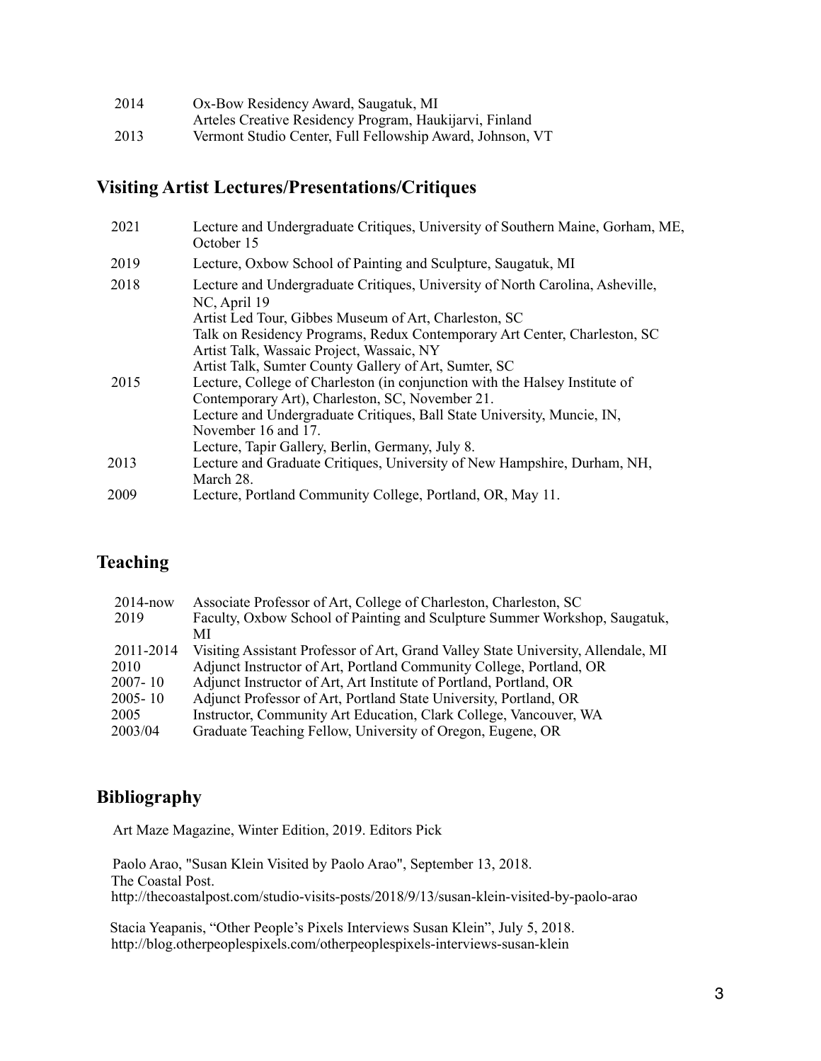| | |
|---|---|
| 2014 | Ox-Bow Residency Award, Saugatuk, MI |
| | Arteles Creative Residency Program, Haukijarvi, Finland |
| 2013 | Vermont Studio Center, Full Fellowship Award, Johnson, VT |

## Visiting Artist Lectures/Presentations/Critiques

| | |
|---|---|
| 2021 | Lecture and Undergraduate Critiques, University of Southern Maine, Gorham, ME, October 15 |
| 2019 | Lecture, Oxbow School of Painting and Sculpture, Saugatuk, MI |
| 2018 | Lecture and Undergraduate Critiques, University of North Carolina, Asheville, NC, April 19 |
| | Artist Led Tour, Gibbes Museum of Art, Charleston, SC |
| | Talk on Residency Programs, Redux Contemporary Art Center, Charleston, SC |
| | Artist Talk, Wassaic Project, Wassaic, NY |
| | Artist Talk, Sumter County Gallery of Art, Sumter, SC |
| 2015 | Lecture, College of Charleston (in conjunction with the Halsey Institute of Contemporary Art), Charleston, SC, November 21. |
| | Lecture and Undergraduate Critiques, Ball State University, Muncie, IN, November 16 and 17. |
| | Lecture, Tapir Gallery, Berlin, Germany, July 8. |
| 2013 | Lecture and Graduate Critiques, University of New Hampshire, Durham, NH, March 28. |
| 2009 | Lecture, Portland Community College, Portland, OR, May 11. |

## Teaching

| | |
|---|---|
| 2014-now | Associate Professor of Art, College of Charleston, Charleston, SC |
| 2019 | Faculty, Oxbow School of Painting and Sculpture Summer Workshop, Saugatuk, MI |
| 2011-2014 | Visiting Assistant Professor of Art, Grand Valley State University, Allendale, MI |
| 2010 | Adjunct Instructor of Art, Portland Community College, Portland, OR |
| 2007- 10 | Adjunct Instructor of Art, Art Institute of Portland, Portland, OR |
| 2005- 10 | Adjunct Professor of Art, Portland State University, Portland, OR |
| 2005 | Instructor, Community Art Education, Clark College, Vancouver, WA |
| 2003/04 | Graduate Teaching Fellow, University of Oregon, Eugene, OR |

## Bibliography

Art Maze Magazine, Winter Edition, 2019. Editors Pick

Paolo Arao, "Susan Klein Visited by Paolo Arao", September 13, 2018.
The Coastal Post.
http://thecoastalpost.com/studio-visits-posts/2018/9/13/susan-klein-visited-by-paolo-arao

Stacia Yeapanis, "Other People's Pixels Interviews Susan Klein", July 5, 2018.
http://blog.otherpeoplespixels.com/otherpeoplespixels-interviews-susan-klein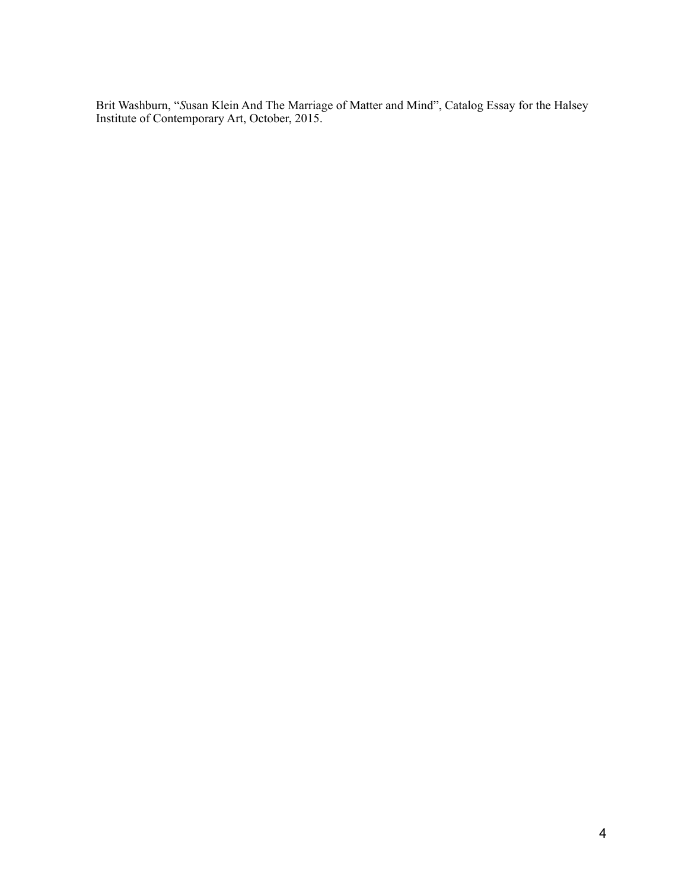Brit Washburn, “*S*usan Klein And The Marriage of Matter and Mind”, Catalog Essay for the Halsey Institute of Contemporary Art, October, 2015.